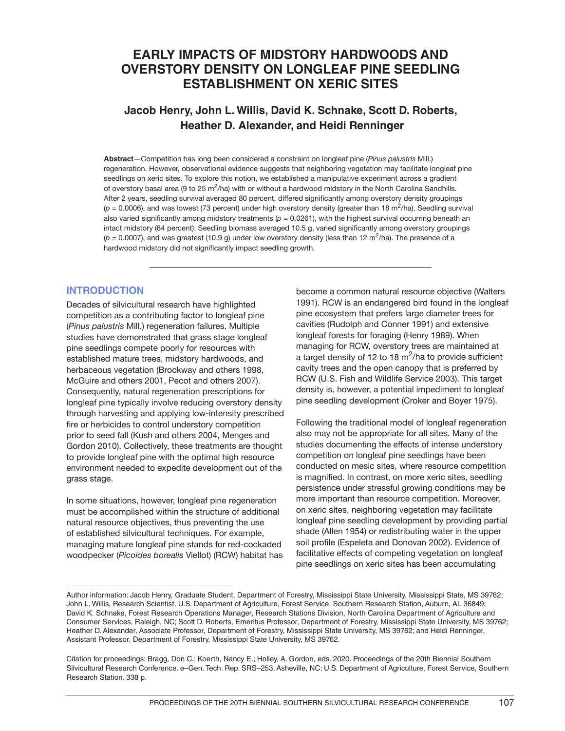# EARLY IMPACTS OF MIDSTORY HARDWOODS AND OVERSTORY DENSITY ON LONGLEAF PINE SEEDLING ESTABLISHMENT ON XERIC SITES

## Jacob Henry, John L. Willis, David K. Schnake, Scott D. Roberts, Heather D. Alexander, and Heidi Renninger

**Abstract**—Competition has long been considered a constraint on longleaf pine (*Pinus palustris* Mill.) regeneration. However, observational evidence suggests that neighboring vegetation may facilitate longleaf pine seedlings on xeric sites. To explore this notion, we established a manipulative experiment across a gradient of overstory basal area (9 to 25 $m^2$/ha) with or without a hardwood midstory in the North Carolina Sandhills. After 2 years, seedling survival averaged 80 percent, differed significantly among overstory density groupings ($p = 0.0006$), and was lowest (73 percent) under high overstory density (greater than 18 $m^2$/ha). Seedling survival also varied significantly among midstory treatments ($p = 0.0261$), with the highest survival occurring beneath an intact midstory (84 percent). Seedling biomass averaged 10.5 g, varied significantly among overstory groupings ($p = 0.0007$), and was greatest (10.9 g) under low overstory density (less than 12 $m^2$/ha). The presence of a hardwood midstory did not significantly impact seedling growth.

## INTRODUCTION

Decades of silvicultural research have highlighted competition as a contributing factor to longleaf pine (*Pinus palustris* Mill.) regeneration failures. Multiple studies have demonstrated that grass stage longleaf pine seedlings compete poorly for resources with established mature trees, midstory hardwoods, and herbaceous vegetation (Brockway and others 1998, McGuire and others 2001, Pecot and others 2007). Consequently, natural regeneration prescriptions for longleaf pine typically involve reducing overstory density through harvesting and applying low-intensity prescribed fire or herbicides to control understory competition prior to seed fall (Kush and others 2004, Menges and Gordon 2010). Collectively, these treatments are thought to provide longleaf pine with the optimal high resource environment needed to expedite development out of the grass stage.

In some situations, however, longleaf pine regeneration must be accomplished within the structure of additional natural resource objectives, thus preventing the use of established silvicultural techniques. For example, managing mature longleaf pine stands for red-cockaded woodpecker (*Picoides borealis* Viellot) (RCW) habitat has become a common natural resource objective (Walters 1991). RCW is an endangered bird found in the longleaf pine ecosystem that prefers large diameter trees for cavities (Rudolph and Conner 1991) and extensive longleaf forests for foraging (Henry 1989). When managing for RCW, overstory trees are maintained at a target density of 12 to 18 $m^2$/ha to provide sufficient cavity trees and the open canopy that is preferred by RCW (U.S. Fish and Wildlife Service 2003). This target density is, however, a potential impediment to longleaf pine seedling development (Croker and Boyer 1975).

Following the traditional model of longleaf regeneration also may not be appropriate for all sites. Many of the studies documenting the effects of intense understory competition on longleaf pine seedlings have been conducted on mesic sites, where resource competition is magnified. In contrast, on more xeric sites, seedling persistence under stressful growing conditions may be more important than resource competition. Moreover, on xeric sites, neighboring vegetation may facilitate longleaf pine seedling development by providing partial shade (Allen 1954) or redistributing water in the upper soil profile (Espeleta and Donovan 2002). Evidence of facilitative effects of competing vegetation on longleaf pine seedlings on xeric sites has been accumulating

---

Author information: Jacob Henry, Graduate Student, Department of Forestry, Mississippi State University, Mississippi State, MS 39762; John L. Willis, Research Scientist, U.S. Department of Agriculture, Forest Service, Southern Research Station, Auburn, AL 36849; David K. Schnake, Forest Research Operations Manager, Research Stations Division, North Carolina Department of Agriculture and Consumer Services, Raleigh, NC; Scott D. Roberts, Emeritus Professor, Department of Forestry, Mississippi State University, MS 39762; Heather D. Alexander, Associate Professor, Department of Forestry, Mississippi State University, MS 39762; and Heidi Renninger, Assistant Professor, Department of Forestry, Mississippi State University, MS 39762.

Citation for proceedings: Bragg, Don C.; Koerth, Nancy E.; Holley, A. Gordon, eds. 2020. Proceedings of the 20th Biennial Southern Silvicultural Research Conference. e–Gen. Tech. Rep. SRS–253. Asheville, NC: U.S. Department of Agriculture, Forest Service, Southern Research Station. 338 p.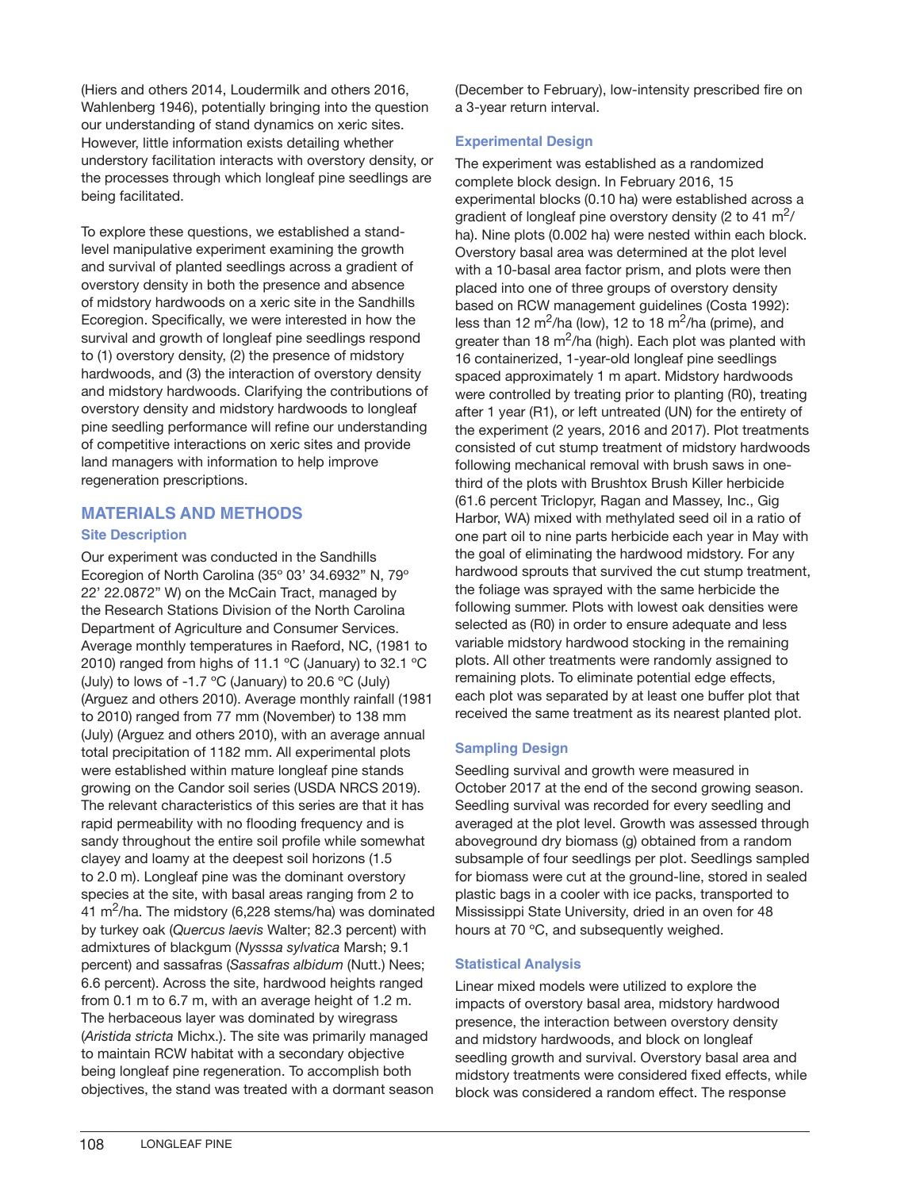(Hiers and others 2014, Loudermilk and others 2016, Wahlenberg 1946), potentially bringing into the question our understanding of stand dynamics on xeric sites. However, little information exists detailing whether understory facilitation interacts with overstory density, or the processes through which longleaf pine seedlings are being facilitated.

To explore these questions, we established a stand-level manipulative experiment examining the growth and survival of planted seedlings across a gradient of overstory density in both the presence and absence of midstory hardwoods on a xeric site in the Sandhills Ecoregion. Specifically, we were interested in how the survival and growth of longleaf pine seedlings respond to (1) overstory density, (2) the presence of midstory hardwoods, and (3) the interaction of overstory density and midstory hardwoods. Clarifying the contributions of overstory density and midstory hardwoods to longleaf pine seedling performance will refine our understanding of competitive interactions on xeric sites and provide land managers with information to help improve regeneration prescriptions.

## MATERIALS AND METHODS

### Site Description

Our experiment was conducted in the Sandhills Ecoregion of North Carolina (35° 03' 34.6932" N, 79° 22' 22.0872" W) on the McCain Tract, managed by the Research Stations Division of the North Carolina Department of Agriculture and Consumer Services. Average monthly temperatures in Raeford, NC, (1981 to 2010) ranged from highs of 11.1 °C (January) to 32.1 °C (July) to lows of -1.7 °C (January) to 20.6 °C (July) (Arguez and others 2010). Average monthly rainfall (1981 to 2010) ranged from 77 mm (November) to 138 mm (July) (Arguez and others 2010), with an average annual total precipitation of 1182 mm. All experimental plots were established within mature longleaf pine stands growing on the Candor soil series (USDA NRCS 2019). The relevant characteristics of this series are that it has rapid permeability with no flooding frequency and is sandy throughout the entire soil profile while somewhat clayey and loamy at the deepest soil horizons (1.5 to 2.0 m). Longleaf pine was the dominant overstory species at the site, with basal areas ranging from 2 to 41 $m^2$/ha. The midstory (6,228 stems/ha) was dominated by turkey oak (*Quercus laevis* Walter; 82.3 percent) with admixtures of blackgum (*Nysssa sylvatica* Marsh; 9.1 percent) and sassafras (*Sassafras albidum* (Nutt.) Nees; 6.6 percent). Across the site, hardwood heights ranged from 0.1 m to 6.7 m, with an average height of 1.2 m. The herbaceous layer was dominated by wiregrass (*Aristida stricta* Michx.). The site was primarily managed to maintain RCW habitat with a secondary objective being longleaf pine regeneration. To accomplish both objectives, the stand was treated with a dormant season (December to February), low-intensity prescribed fire on a 3-year return interval.

### Experimental Design

The experiment was established as a randomized complete block design. In February 2016, 15 experimental blocks (0.10 ha) were established across a gradient of longleaf pine overstory density (2 to 41 $m^2$/ha). Nine plots (0.002 ha) were nested within each block. Overstory basal area was determined at the plot level with a 10-basal area factor prism, and plots were then placed into one of three groups of overstory density based on RCW management guidelines (Costa 1992): less than 12 $m^2$/ha (low), 12 to 18 $m^2$/ha (prime), and greater than 18 $m^2$/ha (high). Each plot was planted with 16 containerized, 1-year-old longleaf pine seedlings spaced approximately 1 m apart. Midstory hardwoods were controlled by treating prior to planting (R0), treating after 1 year (R1), or left untreated (UN) for the entirety of the experiment (2 years, 2016 and 2017). Plot treatments consisted of cut stump treatment of midstory hardwoods following mechanical removal with brush saws in one-third of the plots with Brushtox Brush Killer herbicide (61.6 percent Triclopyr, Ragan and Massey, Inc., Gig Harbor, WA) mixed with methylated seed oil in a ratio of one part oil to nine parts herbicide each year in May with the goal of eliminating the hardwood midstory. For any hardwood sprouts that survived the cut stump treatment, the foliage was sprayed with the same herbicide the following summer. Plots with lowest oak densities were selected as (R0) in order to ensure adequate and less variable midstory hardwood stocking in the remaining plots. All other treatments were randomly assigned to remaining plots. To eliminate potential edge effects, each plot was separated by at least one buffer plot that received the same treatment as its nearest planted plot.

### Sampling Design

Seedling survival and growth were measured in October 2017 at the end of the second growing season. Seedling survival was recorded for every seedling and averaged at the plot level. Growth was assessed through aboveground dry biomass (g) obtained from a random subsample of four seedlings per plot. Seedlings sampled for biomass were cut at the ground-line, stored in sealed plastic bags in a cooler with ice packs, transported to Mississippi State University, dried in an oven for 48 hours at 70 °C, and subsequently weighed.

### Statistical Analysis

Linear mixed models were utilized to explore the impacts of overstory basal area, midstory hardwood presence, the interaction between overstory density and midstory hardwoods, and block on longleaf seedling growth and survival. Overstory basal area and midstory treatments were considered fixed effects, while block was considered a random effect. The response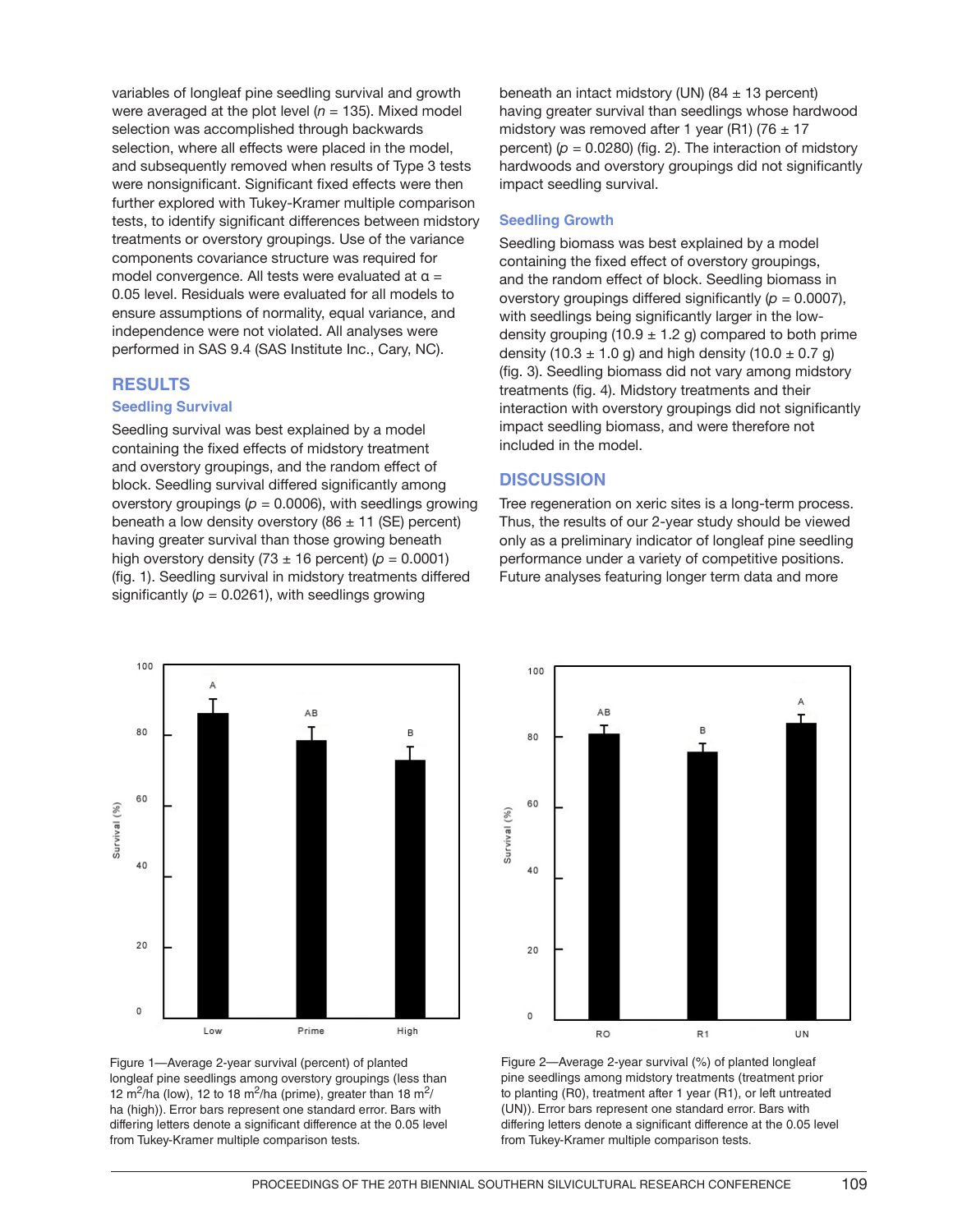variables of longleaf pine seedling survival and growth were averaged at the plot level ($n$ = 135). Mixed model selection was accomplished through backwards selection, where all effects were placed in the model, and subsequently removed when results of Type 3 tests were nonsignificant. Significant fixed effects were then further explored with Tukey-Kramer multiple comparison tests, to identify significant differences between midstory treatments or overstory groupings. Use of the variance components covariance structure was required for model convergence. All tests were evaluated at $\alpha$ = 0.05 level. Residuals were evaluated for all models to ensure assumptions of normality, equal variance, and independence were not violated. All analyses were performed in SAS 9.4 (SAS Institute Inc., Cary, NC).

## RESULTS

### Seedling Survival

Seedling survival was best explained by a model containing the fixed effects of midstory treatment and overstory groupings, and the random effect of block. Seedling survival differed significantly among overstory groupings ($p$ = 0.0006), with seedlings growing beneath a low density overstory (86 ± 11 (SE) percent) having greater survival than those growing beneath high overstory density (73 ± 16 percent) ($p$ = 0.0001) (fig. 1). Seedling survival in midstory treatments differed significantly ($p$ = 0.0261), with seedlings growing beneath an intact midstory (UN) (84 ± 13 percent) having greater survival than seedlings whose hardwood midstory was removed after 1 year (R1) (76 ± 17 percent) ($p$ = 0.0280) (fig. 2). The interaction of midstory hardwoods and overstory groupings did not significantly impact seedling survival.

### Seedling Growth

Seedling biomass was best explained by a model containing the fixed effect of overstory groupings, and the random effect of block. Seedling biomass in overstory groupings differed significantly ($p$ = 0.0007), with seedlings being significantly larger in the low-density grouping (10.9 ± 1.2 g) compared to both prime density (10.3 ± 1.0 g) and high density (10.0 ± 0.7 g) (fig. 3). Seedling biomass did not vary among midstory treatments (fig. 4). Midstory treatments and their interaction with overstory groupings did not significantly impact seedling biomass, and were therefore not included in the model.

## DISCUSSION

Tree regeneration on xeric sites is a long-term process. Thus, the results of our 2-year study should be viewed only as a preliminary indicator of longleaf pine seedling performance under a variety of competitive positions. Future analyses featuring longer term data and more

Figure 1—Average 2-year survival (percent) of planted longleaf pine seedlings among overstory groupings (less than 12 $m^2$/ha (low), 12 to 18 $m^2$/ha (prime), greater than 18 $m^2$/ha (high)). Error bars represent one standard error. Bars with differing letters denote a significant difference at the 0.05 level from Tukey-Kramer multiple comparison tests.

Figure 2—Average 2-year survival (%) of planted longleaf pine seedlings among midstory treatments (treatment prior to planting (R0), treatment after 1 year (R1), or left untreated (UN)). Error bars represent one standard error. Bars with differing letters denote a significant difference at the 0.05 level from Tukey-Kramer multiple comparison tests.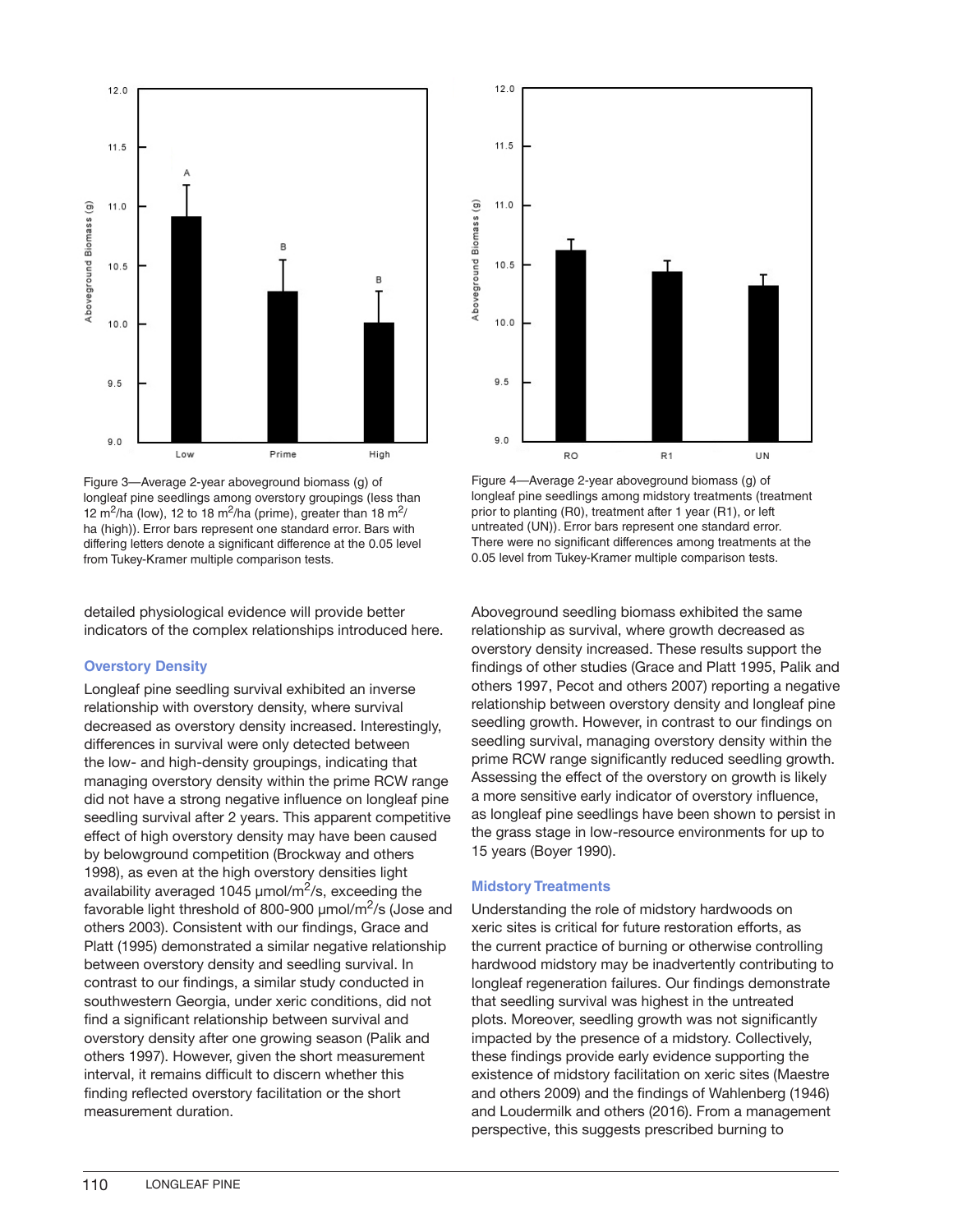Figure 3—Average 2-year aboveground biomass (g) of longleaf pine seedlings among overstory groupings (less than 12 $m^2$/ha (low), 12 to 18 $m^2$/ha (prime), greater than 18 $m^2$/ha (high)). Error bars represent one standard error. Bars with differing letters denote a significant difference at the 0.05 level from Tukey-Kramer multiple comparison tests.

Figure 4—Average 2-year aboveground biomass (g) of longleaf pine seedlings among midstory treatments (treatment prior to planting (R0), treatment after 1 year (R1), or left untreated (UN)). Error bars represent one standard error. There were no significant differences among treatments at the 0.05 level from Tukey-Kramer multiple comparison tests.

detailed physiological evidence will provide better indicators of the complex relationships introduced here.

### Overstory Density

Longleaf pine seedling survival exhibited an inverse relationship with overstory density, where survival decreased as overstory density increased. Interestingly, differences in survival were only detected between the low- and high-density groupings, indicating that managing overstory density within the prime RCW range did not have a strong negative influence on longleaf pine seedling survival after 2 years. This apparent competitive effect of high overstory density may have been caused by belowground competition (Brockway and others 1998), as even at the high overstory densities light availability averaged 1045 μmol/$m^2$/s, exceeding the favorable light threshold of 800-900 μmol/$m^2$/s (Jose and others 2003). Consistent with our findings, Grace and Platt (1995) demonstrated a similar negative relationship between overstory density and seedling survival. In contrast to our findings, a similar study conducted in southwestern Georgia, under xeric conditions, did not find a significant relationship between survival and overstory density after one growing season (Palik and others 1997). However, given the short measurement interval, it remains difficult to discern whether this finding reflected overstory facilitation or the short measurement duration.

Aboveground seedling biomass exhibited the same relationship as survival, where growth decreased as overstory density increased. These results support the findings of other studies (Grace and Platt 1995, Palik and others 1997, Pecot and others 2007) reporting a negative relationship between overstory density and longleaf pine seedling growth. However, in contrast to our findings on seedling survival, managing overstory density within the prime RCW range significantly reduced seedling growth. Assessing the effect of the overstory on growth is likely a more sensitive early indicator of overstory influence, as longleaf pine seedlings have been shown to persist in the grass stage in low-resource environments for up to 15 years (Boyer 1990).

### Midstory Treatments

Understanding the role of midstory hardwoods on xeric sites is critical for future restoration efforts, as the current practice of burning or otherwise controlling hardwood midstory may be inadvertently contributing to longleaf regeneration failures. Our findings demonstrate that seedling survival was highest in the untreated plots. Moreover, seedling growth was not significantly impacted by the presence of a midstory. Collectively, these findings provide early evidence supporting the existence of midstory facilitation on xeric sites (Maestre and others 2009) and the findings of Wahlenberg (1946) and Loudermilk and others (2016). From a management perspective, this suggests prescribed burning to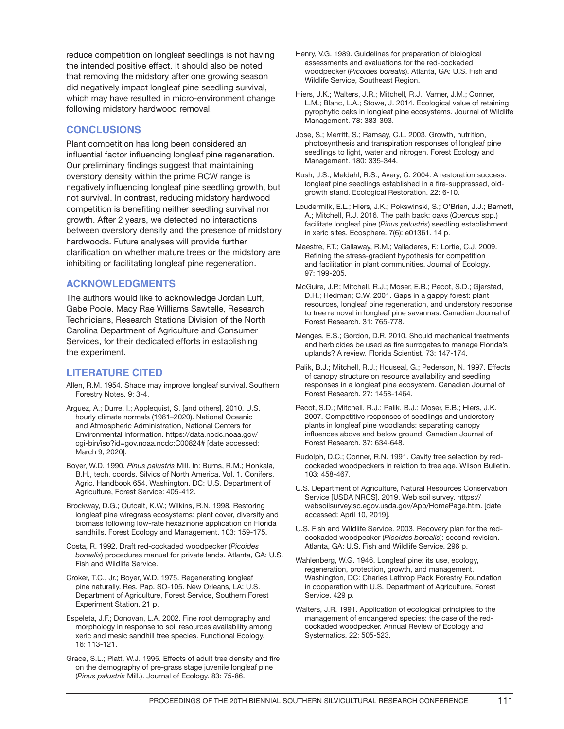reduce competition on longleaf seedlings is not having the intended positive effect. It should also be noted that removing the midstory after one growing season did negatively impact longleaf pine seedling survival, which may have resulted in micro-environment change following midstory hardwood removal.

## CONCLUSIONS

Plant competition has long been considered an influential factor influencing longleaf pine regeneration. Our preliminary findings suggest that maintaining overstory density within the prime RCW range is negatively influencing longleaf pine seedling growth, but not survival. In contrast, reducing midstory hardwood competition is benefiting neither seedling survival nor growth. After 2 years, we detected no interactions between overstory density and the presence of midstory hardwoods. Future analyses will provide further clarification on whether mature trees or the midstory are inhibiting or facilitating longleaf pine regeneration.

## ACKNOWLEDGMENTS

The authors would like to acknowledge Jordan Luff, Gabe Poole, Macy Rae Williams Sawtelle, Research Technicians, Research Stations Division of the North Carolina Department of Agriculture and Consumer Services, for their dedicated efforts in establishing the experiment.

## LITERATURE CITED

Allen, R.M. 1954. Shade may improve longleaf survival. Southern Forestry Notes. 9: 3-4.

Arguez, A.; Durre, I.; Applequist, S. [and others]. 2010. U.S. hourly climate normals (1981–2020). National Oceanic and Atmospheric Administration, National Centers for Environmental Information. https://data.nodc.noaa.gov/cgi-bin/iso?id=gov.noaa.ncdc:C00824# [date accessed: March 9, 2020].

Boyer, W.D. 1990. *Pinus palustris* Mill. In: Burns, R.M.; Honkala, B.H., tech. coords. Silvics of North America. Vol. 1. Conifers. Agric. Handbook 654. Washington, DC: U.S. Department of Agriculture, Forest Service: 405-412.

Brockway, D.G.; Outcalt, K.W.; Wilkins, R.N. 1998. Restoring longleaf pine wiregrass ecosystems: plant cover, diversity and biomass following low-rate hexazinone application on Florida sandhills. Forest Ecology and Management. 103: 159-175.

Costa, R. 1992. Draft red-cockaded woodpecker (*Picoides borealis*) procedures manual for private lands. Atlanta, GA: U.S. Fish and Wildlife Service.

Croker, T.C., Jr.; Boyer, W.D. 1975. Regenerating longleaf pine naturally. Res. Pap. SO-105. New Orleans, LA: U.S. Department of Agriculture, Forest Service, Southern Forest Experiment Station. 21 p.

Espeleta, J.F.; Donovan, L.A. 2002. Fine root demography and morphology in response to soil resources availability among xeric and mesic sandhill tree species. Functional Ecology. 16: 113-121.

Grace, S.L.; Platt, W.J. 1995. Effects of adult tree density and fire on the demography of pre-grass stage juvenile longleaf pine (*Pinus palustris* Mill.). Journal of Ecology. 83: 75-86.

Henry, V.G. 1989. Guidelines for preparation of biological assessments and evaluations for the red-cockaded woodpecker (*Picoides borealis*). Atlanta, GA: U.S. Fish and Wildlife Service, Southeast Region.

Hiers, J.K.; Walters, J.R.; Mitchell, R.J.; Varner, J.M.; Conner, L.M.; Blanc, L.A.; Stowe, J. 2014. Ecological value of retaining pyrophytic oaks in longleaf pine ecosystems. Journal of Wildlife Management. 78: 383-393.

Jose, S.; Merritt, S.; Ramsay, C.L. 2003. Growth, nutrition, photosynthesis and transpiration responses of longleaf pine seedlings to light, water and nitrogen. Forest Ecology and Management. 180: 335-344.

Kush, J.S.; Meldahl, R.S.; Avery, C. 2004. A restoration success: longleaf pine seedlings established in a fire-suppressed, old-growth stand. Ecological Restoration. 22: 6-10.

Loudermilk, E.L.; Hiers, J.K.; Pokswinski, S.; O'Brien, J.J.; Barnett, A.; Mitchell, R.J. 2016. The path back: oaks (*Quercus* spp.) facilitate longleaf pine (*Pinus palustris*) seedling establishment in xeric sites. Ecosphere. 7(6): e01361. 14 p.

Maestre, F.T.; Callaway, R.M.; Valladeres, F.; Lortie, C.J. 2009. Refining the stress-gradient hypothesis for competition and facilitation in plant communities. Journal of Ecology. 97: 199-205.

McGuire, J.P.; Mitchell, R.J.; Moser, E.B.; Pecot, S.D.; Gjerstad, D.H.; Hedman; C.W. 2001. Gaps in a gappy forest: plant resources, longleaf pine regeneration, and understory response to tree removal in longleaf pine savannas. Canadian Journal of Forest Research. 31: 765-778.

Menges, E.S.; Gordon, D.R. 2010. Should mechanical treatments and herbicides be used as fire surrogates to manage Florida's uplands? A review. Florida Scientist. 73: 147-174.

Palik, B.J.; Mitchell, R.J.; Houseal, G.; Pederson, N. 1997. Effects of canopy structure on resource availability and seedling responses in a longleaf pine ecosystem. Canadian Journal of Forest Research. 27: 1458-1464.

Pecot, S.D.; Mitchell, R.J.; Palik, B.J.; Moser, E.B.; Hiers, J.K. 2007. Competitive responses of seedlings and understory plants in longleaf pine woodlands: separating canopy influences above and below ground. Canadian Journal of Forest Research. 37: 634-648.

Rudolph, D.C.; Conner, R.N. 1991. Cavity tree selection by red-cockaded woodpeckers in relation to tree age. Wilson Bulletin. 103: 458-467.

U.S. Department of Agriculture, Natural Resources Conservation Service [USDA NRCS]. 2019. Web soil survey. https://websoilsurvey.sc.egov.usda.gov/App/HomePage.htm. [date accessed: April 10, 2019].

U.S. Fish and Wildlife Service. 2003. Recovery plan for the red-cockaded woodpecker (*Picoides borealis*): second revision. Atlanta, GA: U.S. Fish and Wildlife Service. 296 p.

Wahlenberg, W.G. 1946. Longleaf pine: its use, ecology, regeneration, protection, growth, and management. Washington, DC: Charles Lathrop Pack Forestry Foundation in cooperation with U.S. Department of Agriculture, Forest Service. 429 p.

Walters, J.R. 1991. Application of ecological principles to the management of endangered species: the case of the red-cockaded woodpecker. Annual Review of Ecology and Systematics. 22: 505-523.